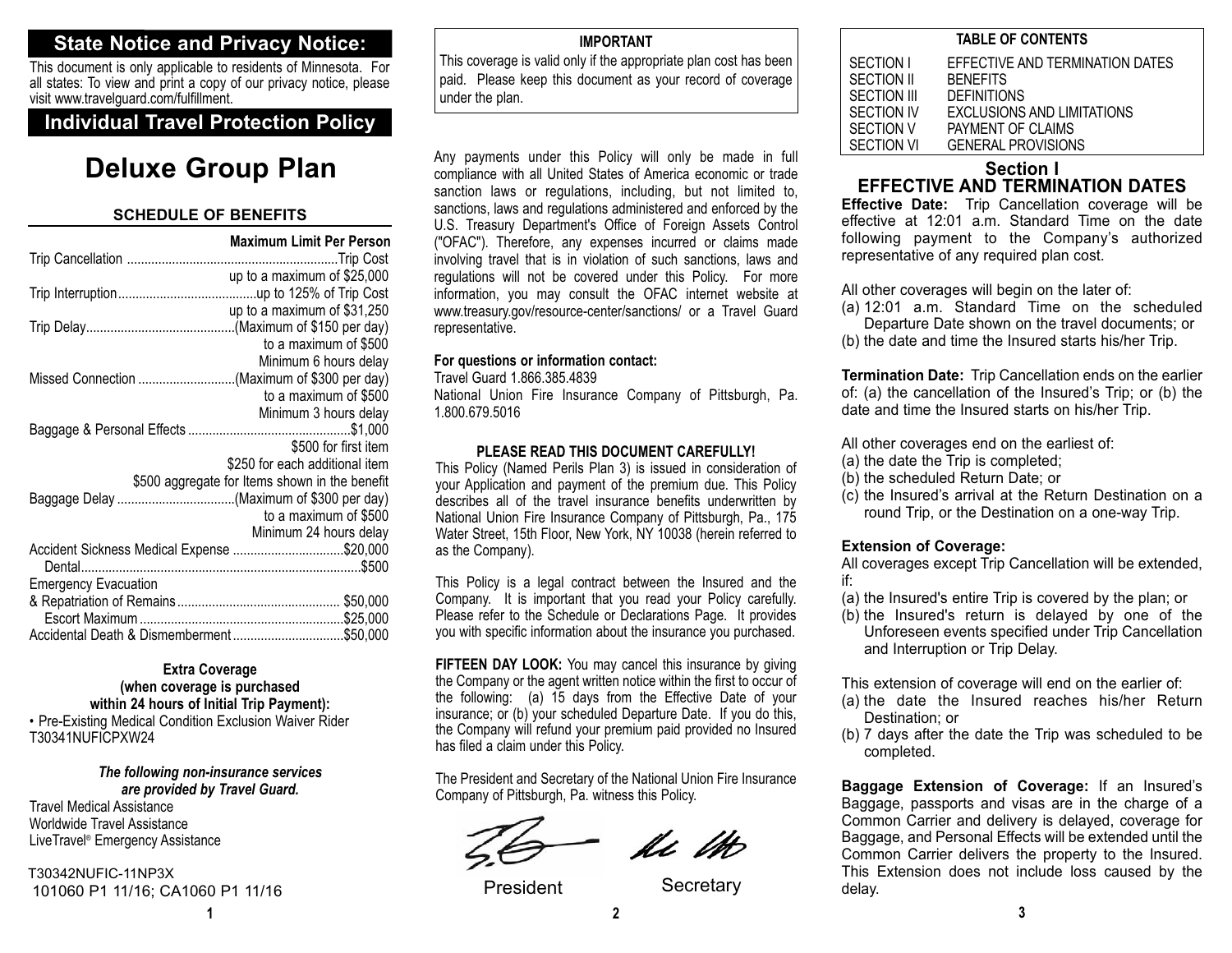## State Notice and Privacy Notice:

This document is only applicable to residents of Minnesota. For all states: To view and print a copy of our privacy notice, please visit www.travelguard.com/fulfillment.

## Individual Travel Protection Policy

# Deluxe Group Plan

### SCHEDULE OF BENEFITS

| | Maximum Limit Per Person |
|---|---|
| Trip Cancellation | Trip Cost up to a maximum of $25,000 |
| Trip Interruption | up to 125% of Trip Cost up to a maximum of $31,250 |
| Trip Delay | (Maximum of $150 per day) to a maximum of $500 Minimum 6 hours delay |
| Missed Connection | (Maximum of $300 per day) to a maximum of $500 Minimum 3 hours delay |
| Baggage & Personal Effects | $1,000 $500 for first item $250 for each additional item $500 aggregate for Items shown in the benefit |
| Baggage Delay | (Maximum of $300 per day) to a maximum of $500 Minimum 24 hours delay |
| Accident Sickness Medical Expense | $20,000 |
| Dental | $500 |
| Emergency Evacuation & Repatriation of Remains | $50,000 |
| Escort Maximum | $25,000 |
| Accidental Death & Dismemberment | $50,000 |

**Extra Coverage**
**(when coverage is purchased**
**within 24 hours of Initial Trip Payment):**

- Pre-Existing Medical Condition Exclusion Waiver Rider T30341NUFICPXW24

***The following non-insurance services are provided by Travel Guard.***

Travel Medical Assistance
Worldwide Travel Assistance
LiveTravel® Emergency Assistance

T30342NUFIC-11NP3X
101060 P1 11/16; CA1060 P1 11/16

**IMPORTANT**

This coverage is valid only if the appropriate plan cost has been paid. Please keep this document as your record of coverage under the plan.

Any payments under this Policy will only be made in full compliance with all United States of America economic or trade sanction laws or regulations, including, but not limited to, sanctions, laws and regulations administered and enforced by the U.S. Treasury Department's Office of Foreign Assets Control ("OFAC"). Therefore, any expenses incurred or claims made involving travel that is in violation of such sanctions, laws and regulations will not be covered under this Policy. For more information, you may consult the OFAC internet website at www.treasury.gov/resource-center/sanctions/ or a Travel Guard representative.

**For questions or information contact:**
Travel Guard 1.866.385.4839
National Union Fire Insurance Company of Pittsburgh, Pa. 1.800.679.5016

**PLEASE READ THIS DOCUMENT CAREFULLY!**

This Policy (Named Perils Plan 3) is issued in consideration of your Application and payment of the premium due. This Policy describes all of the travel insurance benefits underwritten by National Union Fire Insurance Company of Pittsburgh, Pa., 175 Water Street, 15th Floor, New York, NY 10038 (herein referred to as the Company).

This Policy is a legal contract between the Insured and the Company. It is important that you read your Policy carefully. Please refer to the Schedule or Declarations Page. It provides you with specific information about the insurance you purchased.

**FIFTEEN DAY LOOK:** You may cancel this insurance by giving the Company or the agent written notice within the first to occur of the following: (a) 15 days from the Effective Date of your insurance; or (b) your scheduled Departure Date. If you do this, the Company will refund your premium paid provided no Insured has filed a claim under this Policy.

The President and Secretary of the National Union Fire Insurance Company of Pittsburgh, Pa. witness this Policy.

President Secretary

**TABLE OF CONTENTS**

| | |
|---|---|
| SECTION I | EFFECTIVE AND TERMINATION DATES |
| SECTION II | BENEFITS |
| SECTION III | DEFINITIONS |
| SECTION IV | EXCLUSIONS AND LIMITATIONS |
| SECTION V | PAYMENT OF CLAIMS |
| SECTION VI | GENERAL PROVISIONS |

## Section I
## EFFECTIVE AND TERMINATION DATES

**Effective Date:** Trip Cancellation coverage will be effective at 12:01 a.m. Standard Time on the date following payment to the Company's authorized representative of any required plan cost.

All other coverages will begin on the later of:
(a) 12:01 a.m. Standard Time on the scheduled Departure Date shown on the travel documents; or
(b) the date and time the Insured starts his/her Trip.

**Termination Date:** Trip Cancellation ends on the earlier of: (a) the cancellation of the Insured's Trip; or (b) the date and time the Insured starts on his/her Trip.

All other coverages end on the earliest of:
(a) the date the Trip is completed;
(b) the scheduled Return Date; or
(c) the Insured's arrival at the Return Destination on a round Trip, or the Destination on a one-way Trip.

**Extension of Coverage:**
All coverages except Trip Cancellation will be extended, if:
(a) the Insured's entire Trip is covered by the plan; or
(b) the Insured's return is delayed by one of the Unforeseen events specified under Trip Cancellation and Interruption or Trip Delay.

This extension of coverage will end on the earlier of:
(a) the date the Insured reaches his/her Return Destination; or
(b) 7 days after the date the Trip was scheduled to be completed.

**Baggage Extension of Coverage:** If an Insured's Baggage, passports and visas are in the charge of a Common Carrier and delivery is delayed, coverage for Baggage, and Personal Effects will be extended until the Common Carrier delivers the property to the Insured. This Extension does not include loss caused by the delay.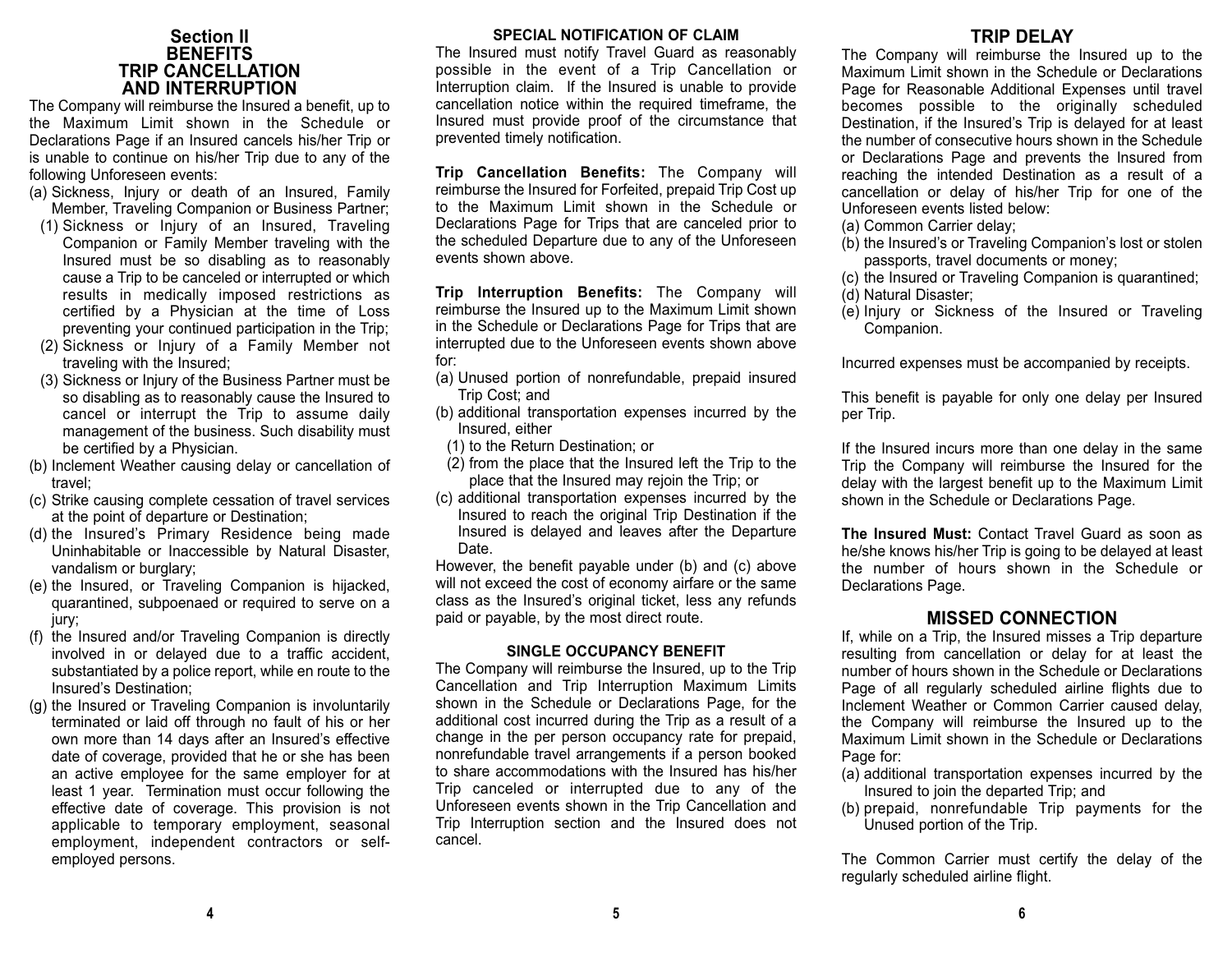## Section II
## BENEFITS
## TRIP CANCELLATION AND INTERRUPTION

The Company will reimburse the Insured a benefit, up to the Maximum Limit shown in the Schedule or Declarations Page if an Insured cancels his/her Trip or is unable to continue on his/her Trip due to any of the following Unforeseen events:

(a) Sickness, Injury or death of an Insured, Family Member, Traveling Companion or Business Partner;
  (1) Sickness or Injury of an Insured, Traveling Companion or Family Member traveling with the Insured must be so disabling as to reasonably cause a Trip to be canceled or interrupted or which results in medically imposed restrictions as certified by a Physician at the time of Loss preventing your continued participation in the Trip;
  (2) Sickness or Injury of a Family Member not traveling with the Insured;
  (3) Sickness or Injury of the Business Partner must be so disabling as to reasonably cause the Insured to cancel or interrupt the Trip to assume daily management of the business. Such disability must be certified by a Physician.

(b) Inclement Weather causing delay or cancellation of travel;

(c) Strike causing complete cessation of travel services at the point of departure or Destination;

(d) the Insured's Primary Residence being made Uninhabitable or Inaccessible by Natural Disaster, vandalism or burglary;

(e) the Insured, or Traveling Companion is hijacked, quarantined, subpoenaed or required to serve on a jury;

(f) the Insured and/or Traveling Companion is directly involved in or delayed due to a traffic accident, substantiated by a police report, while en route to the Insured's Destination;

(g) the Insured or Traveling Companion is involuntarily terminated or laid off through no fault of his or her own more than 14 days after an Insured's effective date of coverage, provided that he or she has been an active employee for the same employer for at least 1 year. Termination must occur following the effective date of coverage. This provision is not applicable to temporary employment, seasonal employment, independent contractors or self-employed persons.

### SPECIAL NOTIFICATION OF CLAIM

The Insured must notify Travel Guard as reasonably possible in the event of a Trip Cancellation or Interruption claim. If the Insured is unable to provide cancellation notice within the required timeframe, the Insured must provide proof of the circumstance that prevented timely notification.

**Trip Cancellation Benefits:** The Company will reimburse the Insured for Forfeited, prepaid Trip Cost up to the Maximum Limit shown in the Schedule or Declarations Page for Trips that are canceled prior to the scheduled Departure due to any of the Unforeseen events shown above.

**Trip Interruption Benefits:** The Company will reimburse the Insured up to the Maximum Limit shown in the Schedule or Declarations Page for Trips that are interrupted due to the Unforeseen events shown above for:

(a) Unused portion of nonrefundable, prepaid insured Trip Cost; and

(b) additional transportation expenses incurred by the Insured, either
  (1) to the Return Destination; or
  (2) from the place that the Insured left the Trip to the place that the Insured may rejoin the Trip; or

(c) additional transportation expenses incurred by the Insured to reach the original Trip Destination if the Insured is delayed and leaves after the Departure Date.

However, the benefit payable under (b) and (c) above will not exceed the cost of economy airfare or the same class as the Insured's original ticket, less any refunds paid or payable, by the most direct route.

### SINGLE OCCUPANCY BENEFIT

The Company will reimburse the Insured, up to the Trip Cancellation and Trip Interruption Maximum Limits shown in the Schedule or Declarations Page, for the additional cost incurred during the Trip as a result of a change in the per person occupancy rate for prepaid, nonrefundable travel arrangements if a person booked to share accommodations with the Insured has his/her Trip canceled or interrupted due to any of the Unforeseen events shown in the Trip Cancellation and Trip Interruption section and the Insured does not cancel.

## TRIP DELAY

The Company will reimburse the Insured up to the Maximum Limit shown in the Schedule or Declarations Page for Reasonable Additional Expenses until travel becomes possible to the originally scheduled Destination, if the Insured's Trip is delayed for at least the number of consecutive hours shown in the Schedule or Declarations Page and prevents the Insured from reaching the intended Destination as a result of a cancellation or delay of his/her Trip for one of the Unforeseen events listed below:

(a) Common Carrier delay;
(b) the Insured's or Traveling Companion's lost or stolen passports, travel documents or money;
(c) the Insured or Traveling Companion is quarantined;
(d) Natural Disaster;
(e) Injury or Sickness of the Insured or Traveling Companion.

Incurred expenses must be accompanied by receipts.

This benefit is payable for only one delay per Insured per Trip.

If the Insured incurs more than one delay in the same Trip the Company will reimburse the Insured for the delay with the largest benefit up to the Maximum Limit shown in the Schedule or Declarations Page.

**The Insured Must:** Contact Travel Guard as soon as he/she knows his/her Trip is going to be delayed at least the number of hours shown in the Schedule or Declarations Page.

## MISSED CONNECTION

If, while on a Trip, the Insured misses a Trip departure resulting from cancellation or delay for at least the number of hours shown in the Schedule or Declarations Page of all regularly scheduled airline flights due to Inclement Weather or Common Carrier caused delay, the Company will reimburse the Insured up to the Maximum Limit shown in the Schedule or Declarations Page for:

(a) additional transportation expenses incurred by the Insured to join the departed Trip; and
(b) prepaid, nonrefundable Trip payments for the Unused portion of the Trip.

The Common Carrier must certify the delay of the regularly scheduled airline flight.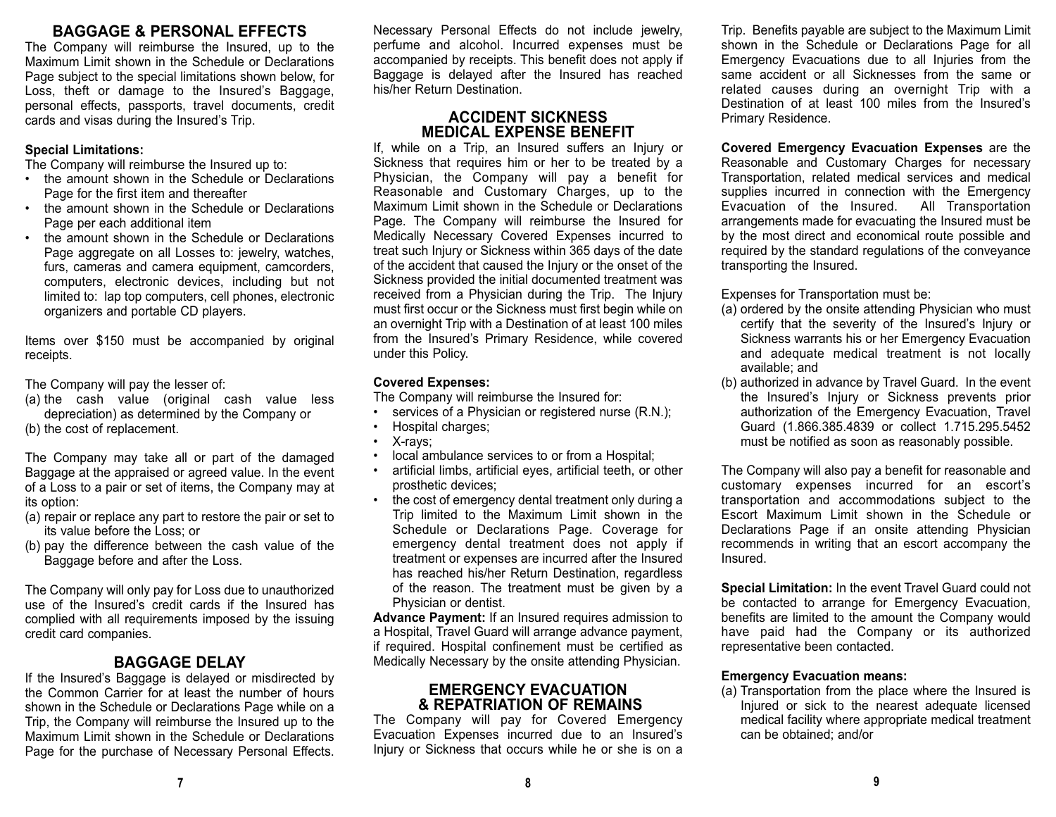## BAGGAGE & PERSONAL EFFECTS

The Company will reimburse the Insured, up to the Maximum Limit shown in the Schedule or Declarations Page subject to the special limitations shown below, for Loss, theft or damage to the Insured's Baggage, personal effects, passports, travel documents, credit cards and visas during the Insured's Trip.

**Special Limitations:**

The Company will reimburse the Insured up to:

- the amount shown in the Schedule or Declarations Page for the first item and thereafter
- the amount shown in the Schedule or Declarations Page per each additional item
- the amount shown in the Schedule or Declarations Page aggregate on all Losses to: jewelry, watches, furs, cameras and camera equipment, camcorders, computers, electronic devices, including but not limited to: lap top computers, cell phones, electronic organizers and portable CD players.

Items over $150 must be accompanied by original receipts.

The Company will pay the lesser of:

(a) the cash value (original cash value less depreciation) as determined by the Company or
(b) the cost of replacement.

The Company may take all or part of the damaged Baggage at the appraised or agreed value. In the event of a Loss to a pair or set of items, the Company may at its option:

(a) repair or replace any part to restore the pair or set to its value before the Loss; or
(b) pay the difference between the cash value of the Baggage before and after the Loss.

The Company will only pay for Loss due to unauthorized use of the Insured's credit cards if the Insured has complied with all requirements imposed by the issuing credit card companies.

## BAGGAGE DELAY

If the Insured's Baggage is delayed or misdirected by the Common Carrier for at least the number of hours shown in the Schedule or Declarations Page while on a Trip, the Company will reimburse the Insured up to the Maximum Limit shown in the Schedule or Declarations Page for the purchase of Necessary Personal Effects. Necessary Personal Effects do not include jewelry, perfume and alcohol. Incurred expenses must be accompanied by receipts. This benefit does not apply if Baggage is delayed after the Insured has reached his/her Return Destination.

## ACCIDENT SICKNESS MEDICAL EXPENSE BENEFIT

If, while on a Trip, an Insured suffers an Injury or Sickness that requires him or her to be treated by a Physician, the Company will pay a benefit for Reasonable and Customary Charges, up to the Maximum Limit shown in the Schedule or Declarations Page. The Company will reimburse the Insured for Medically Necessary Covered Expenses incurred to treat such Injury or Sickness within 365 days of the date of the accident that caused the Injury or the onset of the Sickness provided the initial documented treatment was received from a Physician during the Trip. The Injury must first occur or the Sickness must first begin while on an overnight Trip with a Destination of at least 100 miles from the Insured's Primary Residence, while covered under this Policy.

**Covered Expenses:**

The Company will reimburse the Insured for:

- services of a Physician or registered nurse (R.N.);
- Hospital charges;
- X-rays;
- local ambulance services to or from a Hospital;
- artificial limbs, artificial eyes, artificial teeth, or other prosthetic devices;
- the cost of emergency dental treatment only during a Trip limited to the Maximum Limit shown in the Schedule or Declarations Page. Coverage for emergency dental treatment does not apply if treatment or expenses are incurred after the Insured has reached his/her Return Destination, regardless of the reason. The treatment must be given by a Physician or dentist.

**Advance Payment:** If an Insured requires admission to a Hospital, Travel Guard will arrange advance payment, if required. Hospital confinement must be certified as Medically Necessary by the onsite attending Physician.

## EMERGENCY EVACUATION & REPATRIATION OF REMAINS

The Company will pay for Covered Emergency Evacuation Expenses incurred due to an Insured's Injury or Sickness that occurs while he or she is on a Trip. Benefits payable are subject to the Maximum Limit shown in the Schedule or Declarations Page for all Emergency Evacuations due to all Injuries from the same accident or all Sicknesses from the same or related causes during an overnight Trip with a Destination of at least 100 miles from the Insured's Primary Residence.

**Covered Emergency Evacuation Expenses** are the Reasonable and Customary Charges for necessary Transportation, related medical services and medical supplies incurred in connection with the Emergency Evacuation of the Insured. All Transportation arrangements made for evacuating the Insured must be by the most direct and economical route possible and required by the standard regulations of the conveyance transporting the Insured.

Expenses for Transportation must be:

(a) ordered by the onsite attending Physician who must certify that the severity of the Insured's Injury or Sickness warrants his or her Emergency Evacuation and adequate medical treatment is not locally available; and
(b) authorized in advance by Travel Guard. In the event the Insured's Injury or Sickness prevents prior authorization of the Emergency Evacuation, Travel Guard (1.866.385.4839 or collect 1.715.295.5452 must be notified as soon as reasonably possible.

The Company will also pay a benefit for reasonable and customary expenses incurred for an escort's transportation and accommodations subject to the Escort Maximum Limit shown in the Schedule or Declarations Page if an onsite attending Physician recommends in writing that an escort accompany the Insured.

**Special Limitation:** In the event Travel Guard could not be contacted to arrange for Emergency Evacuation, benefits are limited to the amount the Company would have paid had the Company or its authorized representative been contacted.

**Emergency Evacuation means:**

(a) Transportation from the place where the Insured is Injured or sick to the nearest adequate licensed medical facility where appropriate medical treatment can be obtained; and/or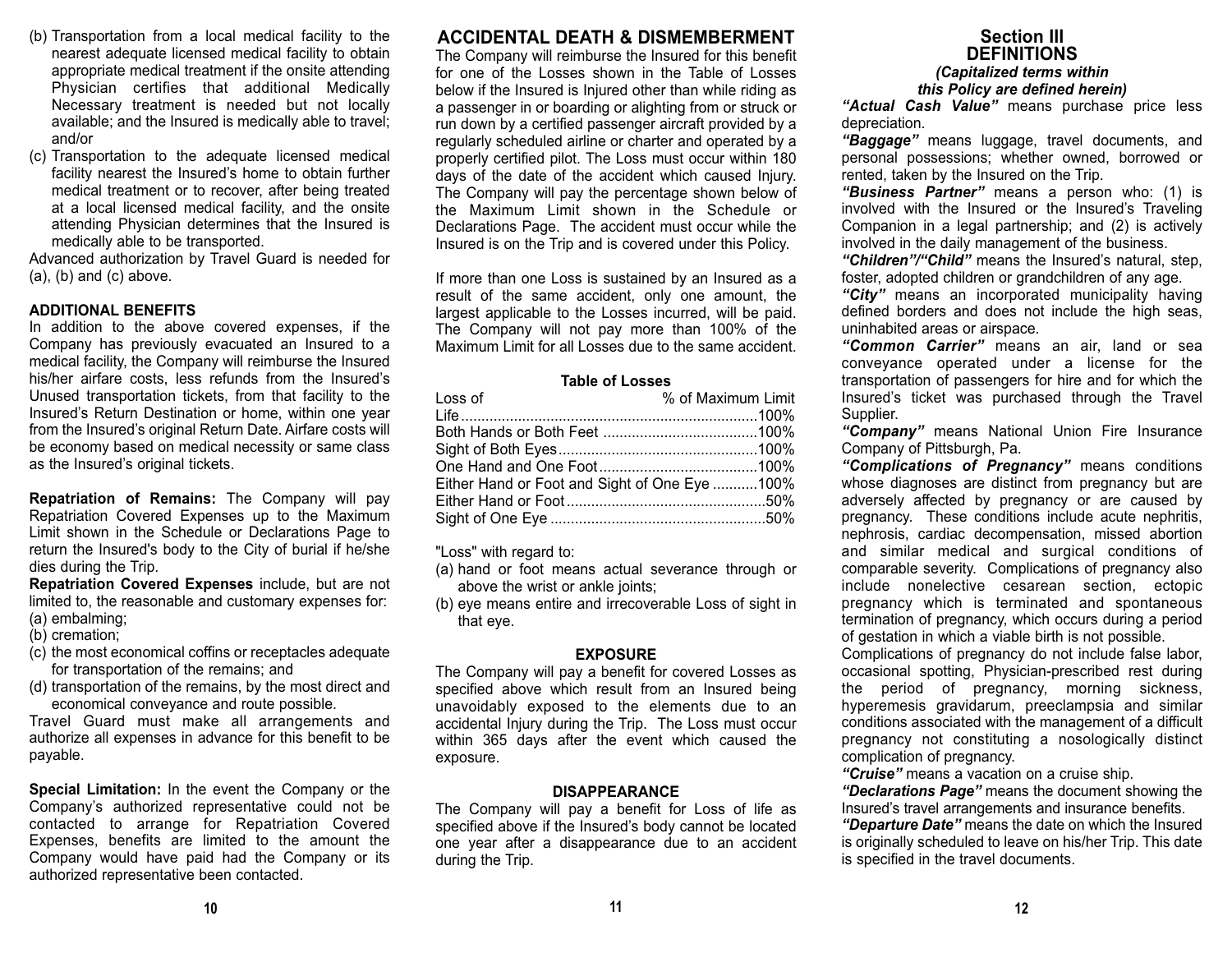(b) Transportation from a local medical facility to the nearest adequate licensed medical facility to obtain appropriate medical treatment if the onsite attending Physician certifies that additional Medically Necessary treatment is needed but not locally available; and the Insured is medically able to travel; and/or

(c) Transportation to the adequate licensed medical facility nearest the Insured's home to obtain further medical treatment or to recover, after being treated at a local licensed medical facility, and the onsite attending Physician determines that the Insured is medically able to be transported.

Advanced authorization by Travel Guard is needed for (a), (b) and (c) above.

**ADDITIONAL BENEFITS**

In addition to the above covered expenses, if the Company has previously evacuated an Insured to a medical facility, the Company will reimburse the Insured his/her airfare costs, less refunds from the Insured's Unused transportation tickets, from that facility to the Insured's Return Destination or home, within one year from the Insured's original Return Date. Airfare costs will be economy based on medical necessity or same class as the Insured's original tickets.

**Repatriation of Remains:** The Company will pay Repatriation Covered Expenses up to the Maximum Limit shown in the Schedule or Declarations Page to return the Insured's body to the City of burial if he/she dies during the Trip.

**Repatriation Covered Expenses** include, but are not limited to, the reasonable and customary expenses for:

(a) embalming;
(b) cremation;
(c) the most economical coffins or receptacles adequate for transportation of the remains; and
(d) transportation of the remains, by the most direct and economical conveyance and route possible.

Travel Guard must make all arrangements and authorize all expenses in advance for this benefit to be payable.

**Special Limitation:** In the event the Company or the Company's authorized representative could not be contacted to arrange for Repatriation Covered Expenses, benefits are limited to the amount the Company would have paid had the Company or its authorized representative been contacted.

## ACCIDENTAL DEATH & DISMEMBERMENT

The Company will reimburse the Insured for this benefit for one of the Losses shown in the Table of Losses below if the Insured is Injured other than while riding as a passenger in or boarding or alighting from or struck or run down by a certified passenger aircraft provided by a regularly scheduled airline or charter and operated by a properly certified pilot. The Loss must occur within 180 days of the date of the accident which caused Injury. The Company will pay the percentage shown below of the Maximum Limit shown in the Schedule or Declarations Page. The accident must occur while the Insured is on the Trip and is covered under this Policy.

If more than one Loss is sustained by an Insured as a result of the same accident, only one amount, the largest applicable to the Losses incurred, will be paid. The Company will not pay more than 100% of the Maximum Limit for all Losses due to the same accident.

**Table of Losses**

| Loss of | % of Maximum Limit |
|---|---|
| Life | 100% |
| Both Hands or Both Feet | 100% |
| Sight of Both Eyes | 100% |
| One Hand and One Foot | 100% |
| Either Hand or Foot and Sight of One Eye | 100% |
| Either Hand or Foot | 50% |
| Sight of One Eye | 50% |

"Loss" with regard to:

(a) hand or foot means actual severance through or above the wrist or ankle joints;
(b) eye means entire and irrecoverable Loss of sight in that eye.

### EXPOSURE

The Company will pay a benefit for covered Losses as specified above which result from an Insured being unavoidably exposed to the elements due to an accidental Injury during the Trip. The Loss must occur within 365 days after the event which caused the exposure.

### DISAPPEARANCE

The Company will pay a benefit for Loss of life as specified above if the Insured's body cannot be located one year after a disappearance due to an accident during the Trip.

## Section III DEFINITIONS

***(Capitalized terms within this Policy are defined herein)***

***"Actual Cash Value"*** means purchase price less depreciation.

***"Baggage"*** means luggage, travel documents, and personal possessions; whether owned, borrowed or rented, taken by the Insured on the Trip.

***"Business Partner"*** means a person who: (1) is involved with the Insured or the Insured's Traveling Companion in a legal partnership; and (2) is actively involved in the daily management of the business.

***"Children"/"Child"*** means the Insured's natural, step, foster, adopted children or grandchildren of any age.

***"City"*** means an incorporated municipality having defined borders and does not include the high seas, uninhabited areas or airspace.

***"Common Carrier"*** means an air, land or sea conveyance operated under a license for the transportation of passengers for hire and for which the Insured's ticket was purchased through the Travel Supplier.

***"Company"*** means National Union Fire Insurance Company of Pittsburgh, Pa.

***"Complications of Pregnancy"*** means conditions whose diagnoses are distinct from pregnancy but are adversely affected by pregnancy or are caused by pregnancy. These conditions include acute nephritis, nephrosis, cardiac decompensation, missed abortion and similar medical and surgical conditions of comparable severity. Complications of pregnancy also include nonelective cesarean section, ectopic pregnancy which is terminated and spontaneous termination of pregnancy, which occurs during a period of gestation in which a viable birth is not possible.

Complications of pregnancy do not include false labor, occasional spotting, Physician-prescribed rest during the period of pregnancy, morning sickness, hyperemesis gravidarum, preeclampsia and similar conditions associated with the management of a difficult pregnancy not constituting a nosologically distinct complication of pregnancy.

***"Cruise"*** means a vacation on a cruise ship.

***"Declarations Page"*** means the document showing the Insured's travel arrangements and insurance benefits.

***"Departure Date"*** means the date on which the Insured is originally scheduled to leave on his/her Trip. This date is specified in the travel documents.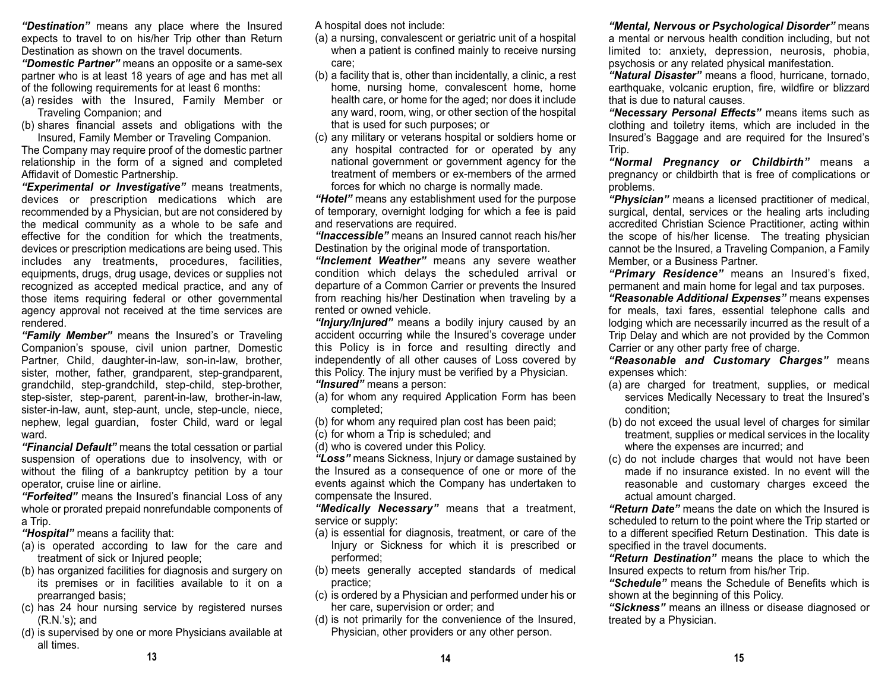***"Destination"*** means any place where the Insured expects to travel to on his/her Trip other than Return Destination as shown on the travel documents.

***"Domestic Partner"*** means an opposite or a same-sex partner who is at least 18 years of age and has met all of the following requirements for at least 6 months:

(a) resides with the Insured, Family Member or Traveling Companion; and

(b) shares financial assets and obligations with the Insured, Family Member or Traveling Companion.

The Company may require proof of the domestic partner relationship in the form of a signed and completed Affidavit of Domestic Partnership.

***"Experimental or Investigative"*** means treatments, devices or prescription medications which are recommended by a Physician, but are not considered by the medical community as a whole to be safe and effective for the condition for which the treatments, devices or prescription medications are being used. This includes any treatments, procedures, facilities, equipments, drugs, drug usage, devices or supplies not recognized as accepted medical practice, and any of those items requiring federal or other governmental agency approval not received at the time services are rendered.

***"Family Member"*** means the Insured's or Traveling Companion's spouse, civil union partner, Domestic Partner, Child, daughter-in-law, son-in-law, brother, sister, mother, father, grandparent, step-grandparent, grandchild, step-grandchild, step-child, step-brother, step-sister, step-parent, parent-in-law, brother-in-law, sister-in-law, aunt, step-aunt, uncle, step-uncle, niece, nephew, legal guardian, foster Child, ward or legal ward.

***"Financial Default"*** means the total cessation or partial suspension of operations due to insolvency, with or without the filing of a bankruptcy petition by a tour operator, cruise line or airline.

***"Forfeited"*** means the Insured's financial Loss of any whole or prorated prepaid nonrefundable components of a Trip.

***"Hospital"*** means a facility that:

(a) is operated according to law for the care and treatment of sick or Injured people;

(b) has organized facilities for diagnosis and surgery on its premises or in facilities available to it on a prearranged basis;

(c) has 24 hour nursing service by registered nurses (R.N.'s); and

(d) is supervised by one or more Physicians available at all times.

A hospital does not include:

(a) a nursing, convalescent or geriatric unit of a hospital when a patient is confined mainly to receive nursing care;

(b) a facility that is, other than incidentally, a clinic, a rest home, nursing home, convalescent home, home health care, or home for the aged; nor does it include any ward, room, wing, or other section of the hospital that is used for such purposes; or

(c) any military or veterans hospital or soldiers home or any hospital contracted for or operated by any national government or government agency for the treatment of members or ex-members of the armed forces for which no charge is normally made.

***"Hotel"*** means any establishment used for the purpose of temporary, overnight lodging for which a fee is paid and reservations are required.

***"Inaccessible"*** means an Insured cannot reach his/her Destination by the original mode of transportation.

***"Inclement Weather"*** means any severe weather condition which delays the scheduled arrival or departure of a Common Carrier or prevents the Insured from reaching his/her Destination when traveling by a rented or owned vehicle.

***"Injury/Injured"*** means a bodily injury caused by an accident occurring while the Insured's coverage under this Policy is in force and resulting directly and independently of all other causes of Loss covered by this Policy. The injury must be verified by a Physician.

***"Insured"*** means a person:

(a) for whom any required Application Form has been completed;

(b) for whom any required plan cost has been paid;

(c) for whom a Trip is scheduled; and

(d) who is covered under this Policy.

***"Loss"*** means Sickness, Injury or damage sustained by the Insured as a consequence of one or more of the events against which the Company has undertaken to compensate the Insured.

***"Medically Necessary"*** means that a treatment, service or supply:

(a) is essential for diagnosis, treatment, or care of the Injury or Sickness for which it is prescribed or performed;

(b) meets generally accepted standards of medical practice;

(c) is ordered by a Physician and performed under his or her care, supervision or order; and

(d) is not primarily for the convenience of the Insured, Physician, other providers or any other person.

***"Mental, Nervous or Psychological Disorder"*** means a mental or nervous health condition including, but not limited to: anxiety, depression, neurosis, phobia, psychosis or any related physical manifestation.

***"Natural Disaster"*** means a flood, hurricane, tornado, earthquake, volcanic eruption, fire, wildfire or blizzard that is due to natural causes.

***"Necessary Personal Effects"*** means items such as clothing and toiletry items, which are included in the Insured's Baggage and are required for the Insured's Trip.

***"Normal Pregnancy or Childbirth"*** means a pregnancy or childbirth that is free of complications or problems.

***"Physician"*** means a licensed practitioner of medical, surgical, dental, services or the healing arts including accredited Christian Science Practitioner, acting within the scope of his/her license. The treating physician cannot be the Insured, a Traveling Companion, a Family Member, or a Business Partner.

***"Primary Residence"*** means an Insured's fixed, permanent and main home for legal and tax purposes.

***"Reasonable Additional Expenses"*** means expenses for meals, taxi fares, essential telephone calls and lodging which are necessarily incurred as the result of a Trip Delay and which are not provided by the Common Carrier or any other party free of charge.

***"Reasonable and Customary Charges"*** means expenses which:

(a) are charged for treatment, supplies, or medical services Medically Necessary to treat the Insured's condition;

(b) do not exceed the usual level of charges for similar treatment, supplies or medical services in the locality where the expenses are incurred; and

(c) do not include charges that would not have been made if no insurance existed. In no event will the reasonable and customary charges exceed the actual amount charged.

***"Return Date"*** means the date on which the Insured is scheduled to return to the point where the Trip started or to a different specified Return Destination. This date is specified in the travel documents.

***"Return Destination"*** means the place to which the Insured expects to return from his/her Trip.

***"Schedule"*** means the Schedule of Benefits which is shown at the beginning of this Policy.

***"Sickness"*** means an illness or disease diagnosed or treated by a Physician.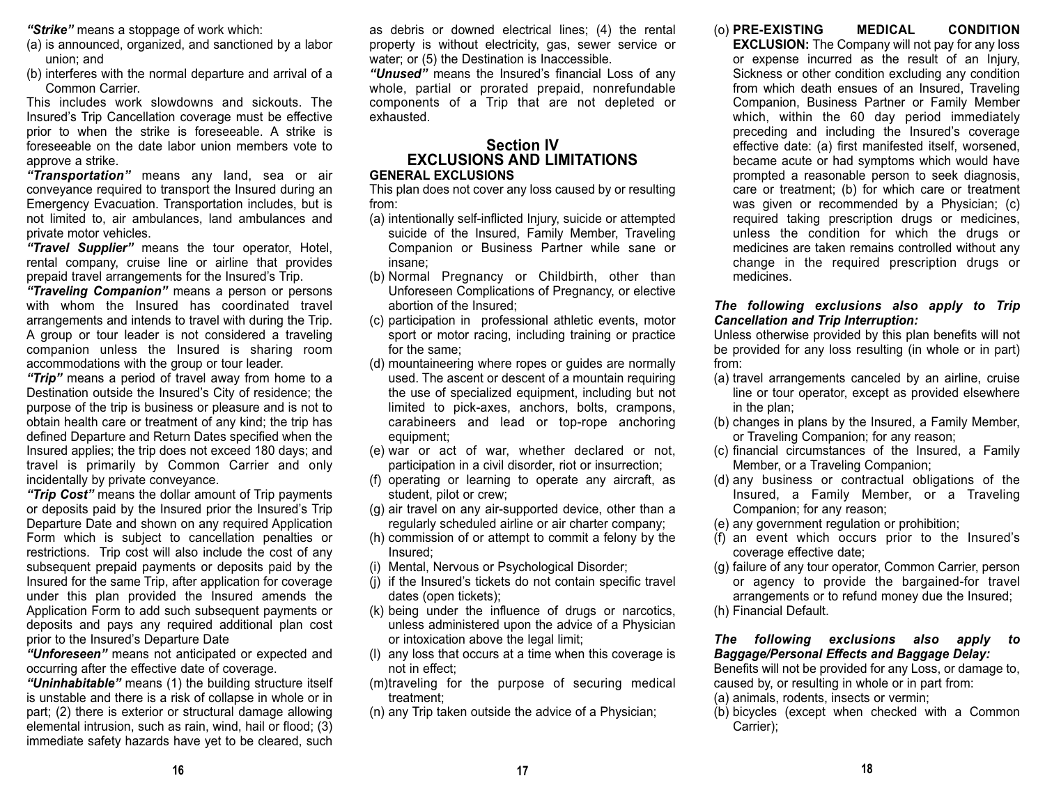***"Strike"*** means a stoppage of work which:

(a) is announced, organized, and sanctioned by a labor union; and
(b) interferes with the normal departure and arrival of a Common Carrier.

This includes work slowdowns and sickouts. The Insured's Trip Cancellation coverage must be effective prior to when the strike is foreseeable. A strike is foreseeable on the date labor union members vote to approve a strike.

***"Transportation"*** means any land, sea or air conveyance required to transport the Insured during an Emergency Evacuation. Transportation includes, but is not limited to, air ambulances, land ambulances and private motor vehicles.

***"Travel Supplier"*** means the tour operator, Hotel, rental company, cruise line or airline that provides prepaid travel arrangements for the Insured's Trip.

***"Traveling Companion"*** means a person or persons with whom the Insured has coordinated travel arrangements and intends to travel with during the Trip. A group or tour leader is not considered a traveling companion unless the Insured is sharing room accommodations with the group or tour leader.

***"Trip"*** means a period of travel away from home to a Destination outside the Insured's City of residence; the purpose of the trip is business or pleasure and is not to obtain health care or treatment of any kind; the trip has defined Departure and Return Dates specified when the Insured applies; the trip does not exceed 180 days; and travel is primarily by Common Carrier and only incidentally by private conveyance.

***"Trip Cost"*** means the dollar amount of Trip payments or deposits paid by the Insured prior the Insured's Trip Departure Date and shown on any required Application Form which is subject to cancellation penalties or restrictions. Trip cost will also include the cost of any subsequent prepaid payments or deposits paid by the Insured for the same Trip, after application for coverage under this plan provided the Insured amends the Application Form to add such subsequent payments or deposits and pays any required additional plan cost prior to the Insured's Departure Date

***"Unforeseen"*** means not anticipated or expected and occurring after the effective date of coverage.

***"Uninhabitable"*** means (1) the building structure itself is unstable and there is a risk of collapse in whole or in part; (2) there is exterior or structural damage allowing elemental intrusion, such as rain, wind, hail or flood; (3) immediate safety hazards have yet to be cleared, such as debris or downed electrical lines; (4) the rental property is without electricity, gas, sewer service or water; or (5) the Destination is Inaccessible.

***"Unused"*** means the Insured's financial Loss of any whole, partial or prorated prepaid, nonrefundable components of a Trip that are not depleted or exhausted.

## Section IV
## EXCLUSIONS AND LIMITATIONS

**GENERAL EXCLUSIONS**

This plan does not cover any loss caused by or resulting from:

(a) intentionally self-inflicted Injury, suicide or attempted suicide of the Insured, Family Member, Traveling Companion or Business Partner while sane or insane;
(b) Normal Pregnancy or Childbirth, other than Unforeseen Complications of Pregnancy, or elective abortion of the Insured;
(c) participation in professional athletic events, motor sport or motor racing, including training or practice for the same;
(d) mountaineering where ropes or guides are normally used. The ascent or descent of a mountain requiring the use of specialized equipment, including but not limited to pick-axes, anchors, bolts, crampons, carabineers and lead or top-rope anchoring equipment;
(e) war or act of war, whether declared or not, participation in a civil disorder, riot or insurrection;
(f) operating or learning to operate any aircraft, as student, pilot or crew;
(g) air travel on any air-supported device, other than a regularly scheduled airline or air charter company;
(h) commission of or attempt to commit a felony by the Insured;
(i) Mental, Nervous or Psychological Disorder;
(j) if the Insured's tickets do not contain specific travel dates (open tickets);
(k) being under the influence of drugs or narcotics, unless administered upon the advice of a Physician or intoxication above the legal limit;
(l) any loss that occurs at a time when this coverage is not in effect;
(m) traveling for the purpose of securing medical treatment;
(n) any Trip taken outside the advice of a Physician;
(o) **PRE-EXISTING MEDICAL CONDITION EXCLUSION:** The Company will not pay for any loss or expense incurred as the result of an Injury, Sickness or other condition excluding any condition from which death ensues of an Insured, Traveling Companion, Business Partner or Family Member which, within the 60 day period immediately preceding and including the Insured's coverage effective date: (a) first manifested itself, worsened, became acute or had symptoms which would have prompted a reasonable person to seek diagnosis, care or treatment; (b) for which care or treatment was given or recommended by a Physician; (c) required taking prescription drugs or medicines, unless the condition for which the drugs or medicines are taken remains controlled without any change in the required prescription drugs or medicines.

***The following exclusions also apply to Trip Cancellation and Trip Interruption:***

Unless otherwise provided by this plan benefits will not be provided for any loss resulting (in whole or in part) from:

(a) travel arrangements canceled by an airline, cruise line or tour operator, except as provided elsewhere in the plan;
(b) changes in plans by the Insured, a Family Member, or Traveling Companion; for any reason;
(c) financial circumstances of the Insured, a Family Member, or a Traveling Companion;
(d) any business or contractual obligations of the Insured, a Family Member, or a Traveling Companion; for any reason;
(e) any government regulation or prohibition;
(f) an event which occurs prior to the Insured's coverage effective date;
(g) failure of any tour operator, Common Carrier, person or agency to provide the bargained-for travel arrangements or to refund money due the Insured;
(h) Financial Default.

***The following exclusions also apply to Baggage/Personal Effects and Baggage Delay:***

Benefits will not be provided for any Loss, or damage to, caused by, or resulting in whole or in part from:

(a) animals, rodents, insects or vermin;
(b) bicycles (except when checked with a Common Carrier);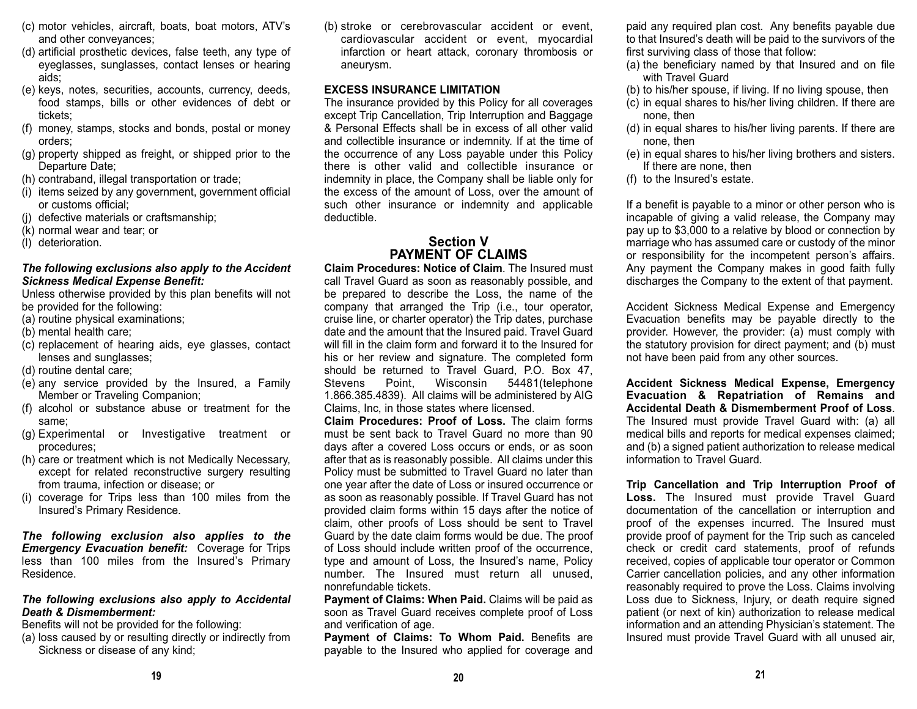(c) motor vehicles, aircraft, boats, boat motors, ATV's and other conveyances;
(d) artificial prosthetic devices, false teeth, any type of eyeglasses, sunglasses, contact lenses or hearing aids;
(e) keys, notes, securities, accounts, currency, deeds, food stamps, bills or other evidences of debt or tickets;
(f) money, stamps, stocks and bonds, postal or money orders;
(g) property shipped as freight, or shipped prior to the Departure Date;
(h) contraband, illegal transportation or trade;
(i) items seized by any government, government official or customs official;
(j) defective materials or craftsmanship;
(k) normal wear and tear; or
(l) deterioration.

***The following exclusions also apply to the Accident Sickness Medical Expense Benefit:***

Unless otherwise provided by this plan benefits will not be provided for the following:
(a) routine physical examinations;
(b) mental health care;
(c) replacement of hearing aids, eye glasses, contact lenses and sunglasses;
(d) routine dental care;
(e) any service provided by the Insured, a Family Member or Traveling Companion;
(f) alcohol or substance abuse or treatment for the same;
(g) Experimental or Investigative treatment or procedures;
(h) care or treatment which is not Medically Necessary, except for related reconstructive surgery resulting from trauma, infection or disease; or
(i) coverage for Trips less than 100 miles from the Insured's Primary Residence.

***The following exclusion also applies to the Emergency Evacuation benefit:*** Coverage for Trips less than 100 miles from the Insured's Primary Residence.

***The following exclusions also apply to Accidental Death & Dismemberment:***

Benefits will not be provided for the following:
(a) loss caused by or resulting directly or indirectly from Sickness or disease of any kind;
(b) stroke or cerebrovascular accident or event, cardiovascular accident or event, myocardial infarction or heart attack, coronary thrombosis or aneurysm.

**EXCESS INSURANCE LIMITATION**

The insurance provided by this Policy for all coverages except Trip Cancellation, Trip Interruption and Baggage & Personal Effects shall be in excess of all other valid and collectible insurance or indemnity. If at the time of the occurrence of any Loss payable under this Policy there is other valid and collectible insurance or indemnity in place, the Company shall be liable only for the excess of the amount of Loss, over the amount of such other insurance or indemnity and applicable deductible.

## Section V
## PAYMENT OF CLAIMS

**Claim Procedures: Notice of Claim**. The Insured must call Travel Guard as soon as reasonably possible, and be prepared to describe the Loss, the name of the company that arranged the Trip (i.e., tour operator, cruise line, or charter operator) the Trip dates, purchase date and the amount that the Insured paid. Travel Guard will fill in the claim form and forward it to the Insured for his or her review and signature. The completed form should be returned to Travel Guard, P.O. Box 47, Stevens Point, Wisconsin 54481(telephone 1.866.385.4839). All claims will be administered by AIG Claims, Inc, in those states where licensed.

**Claim Procedures: Proof of Loss.** The claim forms must be sent back to Travel Guard no more than 90 days after a covered Loss occurs or ends, or as soon after that as is reasonably possible. All claims under this Policy must be submitted to Travel Guard no later than one year after the date of Loss or insured occurrence or as soon as reasonably possible. If Travel Guard has not provided claim forms within 15 days after the notice of claim, other proofs of Loss should be sent to Travel Guard by the date claim forms would be due. The proof of Loss should include written proof of the occurrence, type and amount of Loss, the Insured's name, Policy number. The Insured must return all unused, nonrefundable tickets.

**Payment of Claims: When Paid.** Claims will be paid as soon as Travel Guard receives complete proof of Loss and verification of age.

**Payment of Claims: To Whom Paid.** Benefits are payable to the Insured who applied for coverage and paid any required plan cost. Any benefits payable due to that Insured's death will be paid to the survivors of the first surviving class of those that follow:
(a) the beneficiary named by that Insured and on file with Travel Guard
(b) to his/her spouse, if living. If no living spouse, then
(c) in equal shares to his/her living children. If there are none, then
(d) in equal shares to his/her living parents. If there are none, then
(e) in equal shares to his/her living brothers and sisters. If there are none, then
(f) to the Insured's estate.

If a benefit is payable to a minor or other person who is incapable of giving a valid release, the Company may pay up to $3,000 to a relative by blood or connection by marriage who has assumed care or custody of the minor or responsibility for the incompetent person's affairs. Any payment the Company makes in good faith fully discharges the Company to the extent of that payment.

Accident Sickness Medical Expense and Emergency Evacuation benefits may be payable directly to the provider. However, the provider: (a) must comply with the statutory provision for direct payment; and (b) must not have been paid from any other sources.

**Accident Sickness Medical Expense, Emergency Evacuation & Repatriation of Remains and Accidental Death & Dismemberment Proof of Loss**. The Insured must provide Travel Guard with: (a) all medical bills and reports for medical expenses claimed; and (b) a signed patient authorization to release medical information to Travel Guard.

**Trip Cancellation and Trip Interruption Proof of Loss.** The Insured must provide Travel Guard documentation of the cancellation or interruption and proof of the expenses incurred. The Insured must provide proof of payment for the Trip such as canceled check or credit card statements, proof of refunds received, copies of applicable tour operator or Common Carrier cancellation policies, and any other information reasonably required to prove the Loss. Claims involving Loss due to Sickness, Injury, or death require signed patient (or next of kin) authorization to release medical information and an attending Physician's statement. The Insured must provide Travel Guard with all unused air,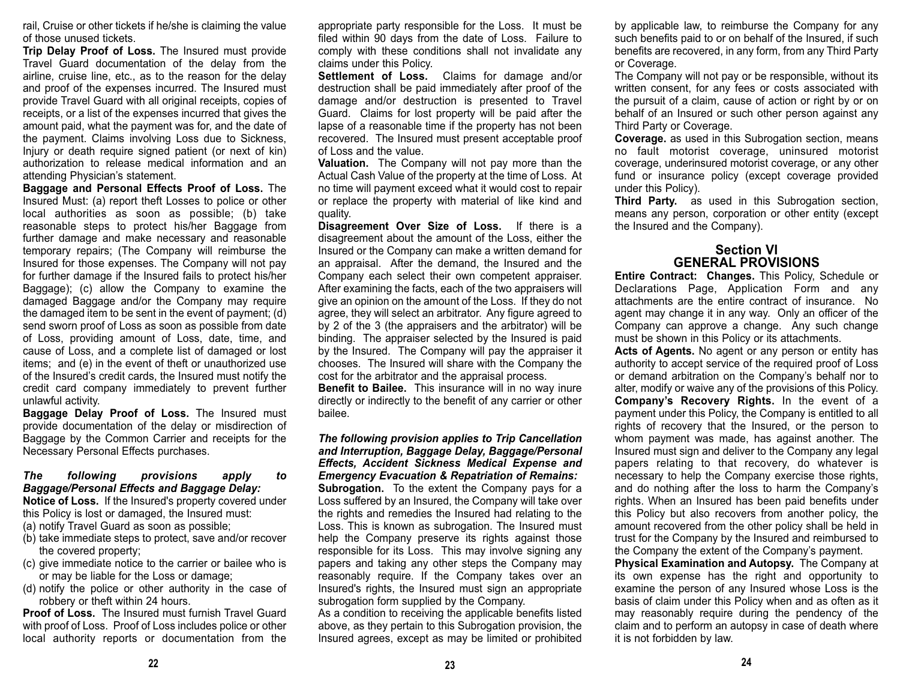rail, Cruise or other tickets if he/she is claiming the value of those unused tickets.

**Trip Delay Proof of Loss.** The Insured must provide Travel Guard documentation of the delay from the airline, cruise line, etc., as to the reason for the delay and proof of the expenses incurred. The Insured must provide Travel Guard with all original receipts, copies of receipts, or a list of the expenses incurred that gives the amount paid, what the payment was for, and the date of the payment. Claims involving Loss due to Sickness, Injury or death require signed patient (or next of kin) authorization to release medical information and an attending Physician's statement.

**Baggage and Personal Effects Proof of Loss.** The Insured Must: (a) report theft Losses to police or other local authorities as soon as possible; (b) take reasonable steps to protect his/her Baggage from further damage and make necessary and reasonable temporary repairs; (The Company will reimburse the Insured for those expenses. The Company will not pay for further damage if the Insured fails to protect his/her Baggage); (c) allow the Company to examine the damaged Baggage and/or the Company may require the damaged item to be sent in the event of payment; (d) send sworn proof of Loss as soon as possible from date of Loss, providing amount of Loss, date, time, and cause of Loss, and a complete list of damaged or lost items; and (e) in the event of theft or unauthorized use of the Insured's credit cards, the Insured must notify the credit card company immediately to prevent further unlawful activity.

**Baggage Delay Proof of Loss.** The Insured must provide documentation of the delay or misdirection of Baggage by the Common Carrier and receipts for the Necessary Personal Effects purchases.

***The following provisions apply to Baggage/Personal Effects and Baggage Delay:***

**Notice of Loss.** If the Insured's property covered under this Policy is lost or damaged, the Insured must:

(a) notify Travel Guard as soon as possible;
(b) take immediate steps to protect, save and/or recover the covered property;
(c) give immediate notice to the carrier or bailee who is or may be liable for the Loss or damage;
(d) notify the police or other authority in the case of robbery or theft within 24 hours.

**Proof of Loss.** The Insured must furnish Travel Guard with proof of Loss. Proof of Loss includes police or other local authority reports or documentation from the appropriate party responsible for the Loss. It must be filed within 90 days from the date of Loss. Failure to comply with these conditions shall not invalidate any claims under this Policy.

**Settlement of Loss.** Claims for damage and/or destruction shall be paid immediately after proof of the damage and/or destruction is presented to Travel Guard. Claims for lost property will be paid after the lapse of a reasonable time if the property has not been recovered. The Insured must present acceptable proof of Loss and the value.

**Valuation.** The Company will not pay more than the Actual Cash Value of the property at the time of Loss. At no time will payment exceed what it would cost to repair or replace the property with material of like kind and quality.

**Disagreement Over Size of Loss.** If there is a disagreement about the amount of the Loss, either the Insured or the Company can make a written demand for an appraisal. After the demand, the Insured and the Company each select their own competent appraiser. After examining the facts, each of the two appraisers will give an opinion on the amount of the Loss. If they do not agree, they will select an arbitrator. Any figure agreed to by 2 of the 3 (the appraisers and the arbitrator) will be binding. The appraiser selected by the Insured is paid by the Insured. The Company will pay the appraiser it chooses. The Insured will share with the Company the cost for the arbitrator and the appraisal process.

**Benefit to Bailee.** This insurance will in no way inure directly or indirectly to the benefit of any carrier or other bailee.

***The following provision applies to Trip Cancellation and Interruption, Baggage Delay, Baggage/Personal Effects, Accident Sickness Medical Expense and Emergency Evacuation & Repatriation of Remains:***

**Subrogation.** To the extent the Company pays for a Loss suffered by an Insured, the Company will take over the rights and remedies the Insured had relating to the Loss. This is known as subrogation. The Insured must help the Company preserve its rights against those responsible for its Loss. This may involve signing any papers and taking any other steps the Company may reasonably require. If the Company takes over an Insured's rights, the Insured must sign an appropriate subrogation form supplied by the Company.

As a condition to receiving the applicable benefits listed above, as they pertain to this Subrogation provision, the Insured agrees, except as may be limited or prohibited by applicable law, to reimburse the Company for any such benefits paid to or on behalf of the Insured, if such benefits are recovered, in any form, from any Third Party or Coverage.

The Company will not pay or be responsible, without its written consent, for any fees or costs associated with the pursuit of a claim, cause of action or right by or on behalf of an Insured or such other person against any Third Party or Coverage.

**Coverage.** as used in this Subrogation section, means no fault motorist coverage, uninsured motorist coverage, underinsured motorist coverage, or any other fund or insurance policy (except coverage provided under this Policy).

**Third Party.** as used in this Subrogation section, means any person, corporation or other entity (except the Insured and the Company).

## Section VI
## GENERAL PROVISIONS

**Entire Contract: Changes.** This Policy, Schedule or Declarations Page, Application Form and any attachments are the entire contract of insurance. No agent may change it in any way. Only an officer of the Company can approve a change. Any such change must be shown in this Policy or its attachments.

**Acts of Agents.** No agent or any person or entity has authority to accept service of the required proof of Loss or demand arbitration on the Company's behalf nor to alter, modify or waive any of the provisions of this Policy.

**Company's Recovery Rights.** In the event of a payment under this Policy, the Company is entitled to all rights of recovery that the Insured, or the person to whom payment was made, has against another. The Insured must sign and deliver to the Company any legal papers relating to that recovery, do whatever is necessary to help the Company exercise those rights, and do nothing after the loss to harm the Company's rights. When an Insured has been paid benefits under this Policy but also recovers from another policy, the amount recovered from the other policy shall be held in trust for the Company by the Insured and reimbursed to the Company the extent of the Company's payment.

**Physical Examination and Autopsy.** The Company at its own expense has the right and opportunity to examine the person of any Insured whose Loss is the basis of claim under this Policy when and as often as it may reasonably require during the pendency of the claim and to perform an autopsy in case of death where it is not forbidden by law.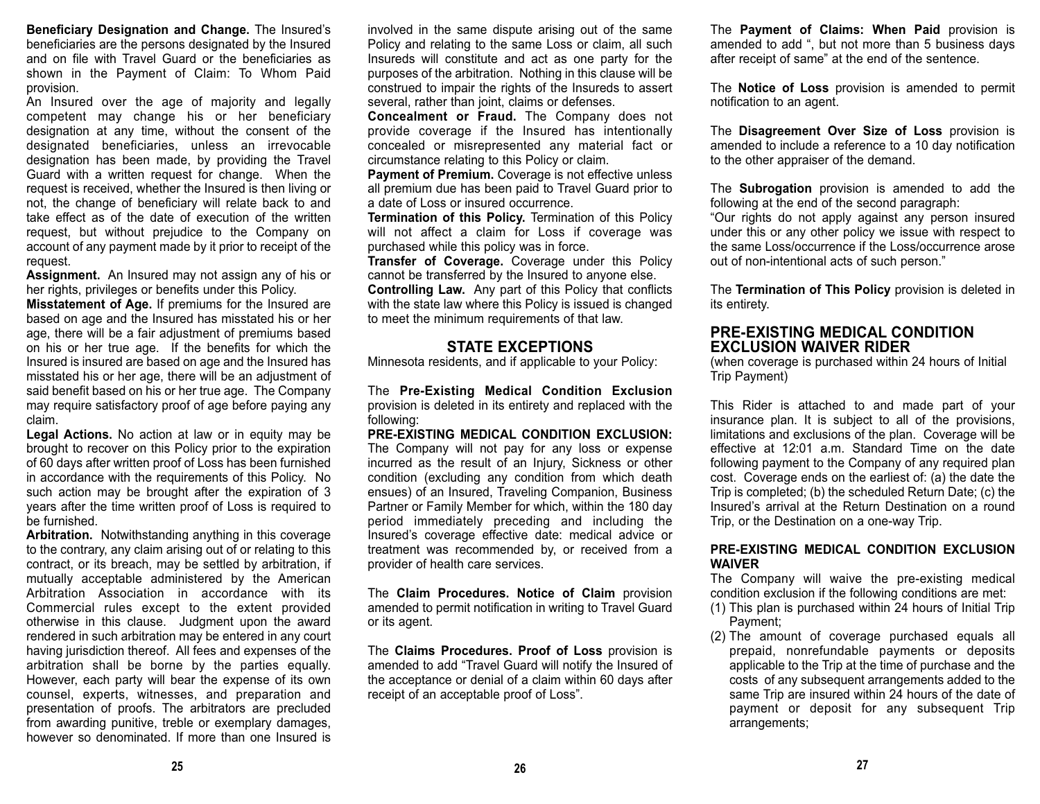**Beneficiary Designation and Change.** The Insured's beneficiaries are the persons designated by the Insured and on file with Travel Guard or the beneficiaries as shown in the Payment of Claim: To Whom Paid provision.

An Insured over the age of majority and legally competent may change his or her beneficiary designation at any time, without the consent of the designated beneficiaries, unless an irrevocable designation has been made, by providing the Travel Guard with a written request for change. When the request is received, whether the Insured is then living or not, the change of beneficiary will relate back to and take effect as of the date of execution of the written request, but without prejudice to the Company on account of any payment made by it prior to receipt of the request.

**Assignment.** An Insured may not assign any of his or her rights, privileges or benefits under this Policy.

**Misstatement of Age.** If premiums for the Insured are based on age and the Insured has misstated his or her age, there will be a fair adjustment of premiums based on his or her true age. If the benefits for which the Insured is insured are based on age and the Insured has misstated his or her age, there will be an adjustment of said benefit based on his or her true age. The Company may require satisfactory proof of age before paying any claim.

**Legal Actions.** No action at law or in equity may be brought to recover on this Policy prior to the expiration of 60 days after written proof of Loss has been furnished in accordance with the requirements of this Policy. No such action may be brought after the expiration of 3 years after the time written proof of Loss is required to be furnished.

**Arbitration.** Notwithstanding anything in this coverage to the contrary, any claim arising out of or relating to this contract, or its breach, may be settled by arbitration, if mutually acceptable administered by the American Arbitration Association in accordance with its Commercial rules except to the extent provided otherwise in this clause. Judgment upon the award rendered in such arbitration may be entered in any court having jurisdiction thereof. All fees and expenses of the arbitration shall be borne by the parties equally. However, each party will bear the expense of its own counsel, experts, witnesses, and preparation and presentation of proofs. The arbitrators are precluded from awarding punitive, treble or exemplary damages, however so denominated. If more than one Insured is involved in the same dispute arising out of the same Policy and relating to the same Loss or claim, all such Insureds will constitute and act as one party for the purposes of the arbitration. Nothing in this clause will be construed to impair the rights of the Insureds to assert several, rather than joint, claims or defenses.

**Concealment or Fraud.** The Company does not provide coverage if the Insured has intentionally concealed or misrepresented any material fact or circumstance relating to this Policy or claim.

**Payment of Premium.** Coverage is not effective unless all premium due has been paid to Travel Guard prior to a date of Loss or insured occurrence.

**Termination of this Policy.** Termination of this Policy will not affect a claim for Loss if coverage was purchased while this policy was in force.

**Transfer of Coverage.** Coverage under this Policy cannot be transferred by the Insured to anyone else.

**Controlling Law.** Any part of this Policy that conflicts with the state law where this Policy is issued is changed to meet the minimum requirements of that law.

## STATE EXCEPTIONS

Minnesota residents, and if applicable to your Policy:

The **Pre-Existing Medical Condition Exclusion** provision is deleted in its entirety and replaced with the following:

**PRE-EXISTING MEDICAL CONDITION EXCLUSION:** The Company will not pay for any loss or expense incurred as the result of an Injury, Sickness or other condition (excluding any condition from which death ensues) of an Insured, Traveling Companion, Business Partner or Family Member for which, within the 180 day period immediately preceding and including the Insured's coverage effective date: medical advice or treatment was recommended by, or received from a provider of health care services.

The **Claim Procedures. Notice of Claim** provision amended to permit notification in writing to Travel Guard or its agent.

The **Claims Procedures. Proof of Loss** provision is amended to add "Travel Guard will notify the Insured of the acceptance or denial of a claim within 60 days after receipt of an acceptable proof of Loss".

The **Payment of Claims: When Paid** provision is amended to add ", but not more than 5 business days after receipt of same" at the end of the sentence.

The **Notice of Loss** provision is amended to permit notification to an agent.

The **Disagreement Over Size of Loss** provision is amended to include a reference to a 10 day notification to the other appraiser of the demand.

The **Subrogation** provision is amended to add the following at the end of the second paragraph:

"Our rights do not apply against any person insured under this or any other policy we issue with respect to the same Loss/occurrence if the Loss/occurrence arose out of non-intentional acts of such person."

The **Termination of This Policy** provision is deleted in its entirety.

## PRE-EXISTING MEDICAL CONDITION EXCLUSION WAIVER RIDER

(when coverage is purchased within 24 hours of Initial Trip Payment)

This Rider is attached to and made part of your insurance plan. It is subject to all of the provisions, limitations and exclusions of the plan. Coverage will be effective at 12:01 a.m. Standard Time on the date following payment to the Company of any required plan cost. Coverage ends on the earliest of: (a) the date the Trip is completed; (b) the scheduled Return Date; (c) the Insured's arrival at the Return Destination on a round Trip, or the Destination on a one-way Trip.

### PRE-EXISTING MEDICAL CONDITION EXCLUSION WAIVER

The Company will waive the pre-existing medical condition exclusion if the following conditions are met:

(1) This plan is purchased within 24 hours of Initial Trip Payment;

(2) The amount of coverage purchased equals all prepaid, nonrefundable payments or deposits applicable to the Trip at the time of purchase and the costs of any subsequent arrangements added to the same Trip are insured within 24 hours of the date of payment or deposit for any subsequent Trip arrangements;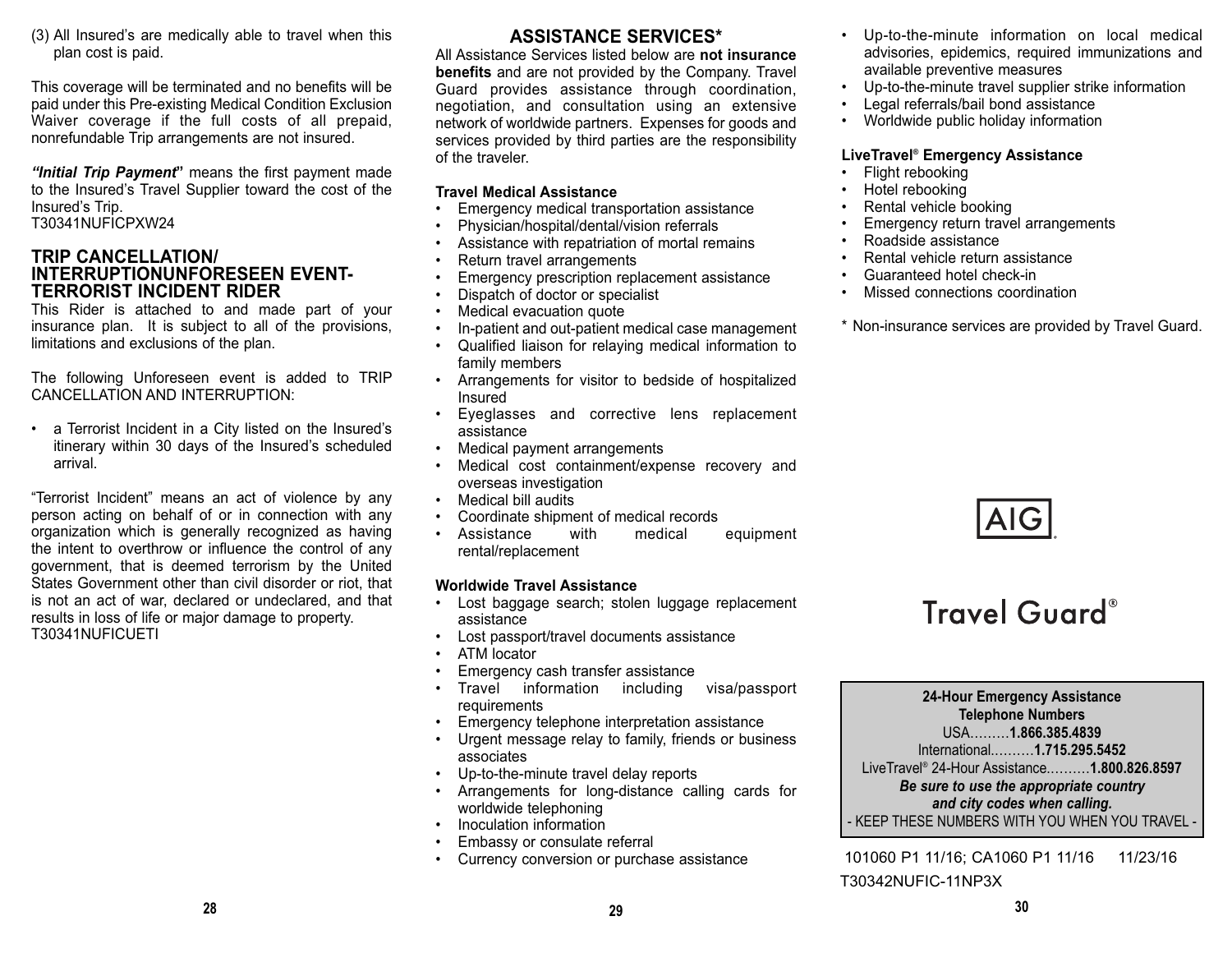(3) All Insured's are medically able to travel when this plan cost is paid.

This coverage will be terminated and no benefits will be paid under this Pre-existing Medical Condition Exclusion Waiver coverage if the full costs of all prepaid, nonrefundable Trip arrangements are not insured.

***"Initial Trip Payment*"** means the first payment made to the Insured's Travel Supplier toward the cost of the Insured's Trip.
T30341NUFICPXW24

## TRIP CANCELLATION/ INTERRUPTIONUNFORESEEN EVENT- TERRORIST INCIDENT RIDER

This Rider is attached to and made part of your insurance plan. It is subject to all of the provisions, limitations and exclusions of the plan.

The following Unforeseen event is added to TRIP CANCELLATION AND INTERRUPTION:

- a Terrorist Incident in a City listed on the Insured's itinerary within 30 days of the Insured's scheduled arrival.

"Terrorist Incident" means an act of violence by any person acting on behalf of or in connection with any organization which is generally recognized as having the intent to overthrow or influence the control of any government, that is deemed terrorism by the United States Government other than civil disorder or riot, that is not an act of war, declared or undeclared, and that results in loss of life or major damage to property.
T30341NUFICUETI

## ASSISTANCE SERVICES*

All Assistance Services listed below are **not insurance benefits** and are not provided by the Company. Travel Guard provides assistance through coordination, negotiation, and consultation using an extensive network of worldwide partners. Expenses for goods and services provided by third parties are the responsibility of the traveler.

### Travel Medical Assistance

- Emergency medical transportation assistance
- Physician/hospital/dental/vision referrals
- Assistance with repatriation of mortal remains
- Return travel arrangements
- Emergency prescription replacement assistance
- Dispatch of doctor or specialist
- Medical evacuation quote
- In-patient and out-patient medical case management
- Qualified liaison for relaying medical information to family members
- Arrangements for visitor to bedside of hospitalized Insured
- Eyeglasses and corrective lens replacement assistance
- Medical payment arrangements
- Medical cost containment/expense recovery and overseas investigation
- Medical bill audits
- Coordinate shipment of medical records
- Assistance with medical equipment rental/replacement

### Worldwide Travel Assistance

- Lost baggage search; stolen luggage replacement assistance
- Lost passport/travel documents assistance
- ATM locator
- Emergency cash transfer assistance
- Travel information including visa/passport requirements
- Emergency telephone interpretation assistance
- Urgent message relay to family, friends or business associates
- Up-to-the-minute travel delay reports
- Arrangements for long-distance calling cards for worldwide telephoning
- Inoculation information
- Embassy or consulate referral
- Currency conversion or purchase assistance
- Up-to-the-minute information on local medical advisories, epidemics, required immunizations and available preventive measures
- Up-to-the-minute travel supplier strike information
- Legal referrals/bail bond assistance
- Worldwide public holiday information

### LiveTravel® Emergency Assistance

- Flight rebooking
- Hotel rebooking
- Rental vehicle booking
- Emergency return travel arrangements
- Roadside assistance
- Rental vehicle return assistance
- Guaranteed hotel check-in
- Missed connections coordination

\* Non-insurance services are provided by Travel Guard.

AIG

Travel Guard®

**24-Hour Emergency Assistance**
**Telephone Numbers**
USA………**1.866.385.4839**
International.………**1.715.295.5452**
LiveTravel® 24-Hour Assistance.………**1.800.826.8597**
***Be sure to use the appropriate country and city codes when calling.***
\- KEEP THESE NUMBERS WITH YOU WHEN YOU TRAVEL -

101060 P1 11/16; CA1060 P1 11/16 11/23/16
T30342NUFIC-11NP3X